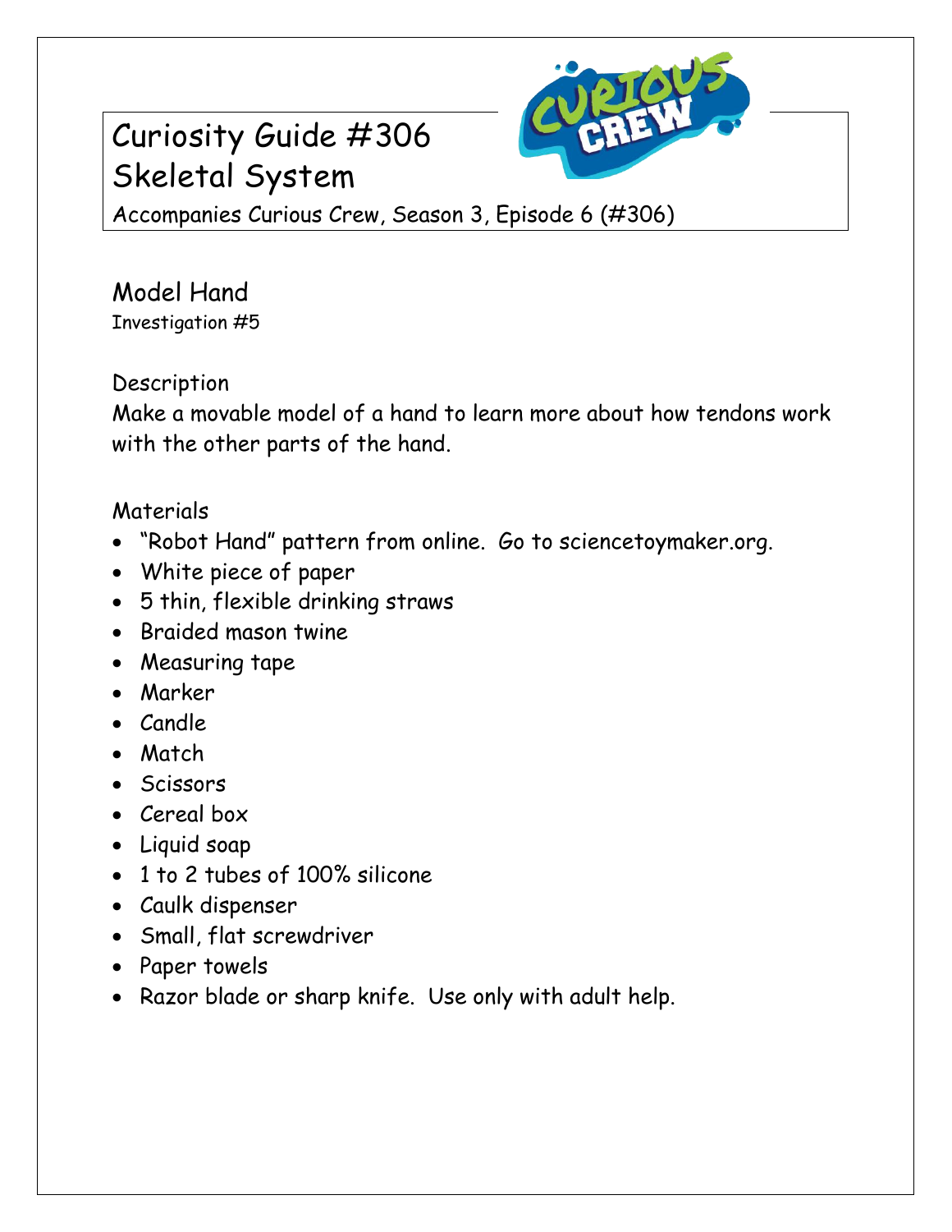# Curiosity Guide #306
# Skeletal System

Accompanies Curious Crew, Season 3, Episode 6 (#306)

## Model Hand

Investigation #5

### Description

Make a movable model of a hand to learn more about how tendons work with the other parts of the hand.

### Materials

- "Robot Hand" pattern from online. Go to sciencetoymaker.org.
- White piece of paper
- 5 thin, flexible drinking straws
- Braided mason twine
- Measuring tape
- Marker
- Candle
- Match
- Scissors
- Cereal box
- Liquid soap
- 1 to 2 tubes of 100% silicone
- Caulk dispenser
- Small, flat screwdriver
- Paper towels
- Razor blade or sharp knife. Use only with adult help.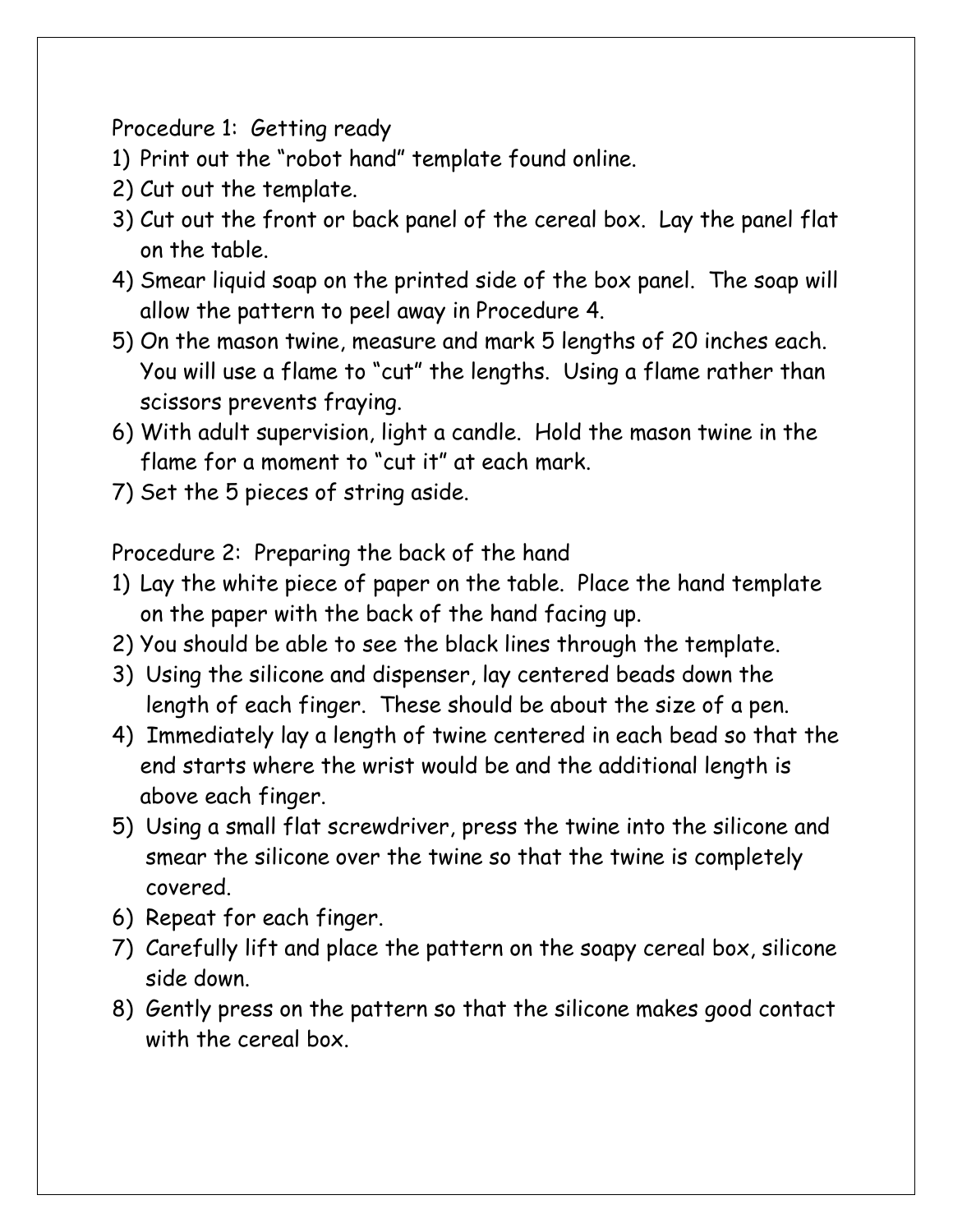Procedure 1: Getting ready

1) Print out the “robot hand” template found online.
2) Cut out the template.
3) Cut out the front or back panel of the cereal box. Lay the panel flat on the table.
4) Smear liquid soap on the printed side of the box panel. The soap will allow the pattern to peel away in Procedure 4.
5) On the mason twine, measure and mark 5 lengths of 20 inches each. You will use a flame to “cut” the lengths. Using a flame rather than scissors prevents fraying.
6) With adult supervision, light a candle. Hold the mason twine in the flame for a moment to “cut it” at each mark.
7) Set the 5 pieces of string aside.

Procedure 2: Preparing the back of the hand

1) Lay the white piece of paper on the table. Place the hand template on the paper with the back of the hand facing up.
2) You should be able to see the black lines through the template.
3) Using the silicone and dispenser, lay centered beads down the length of each finger. These should be about the size of a pen.
4) Immediately lay a length of twine centered in each bead so that the end starts where the wrist would be and the additional length is above each finger.
5) Using a small flat screwdriver, press the twine into the silicone and smear the silicone over the twine so that the twine is completely covered.
6) Repeat for each finger.
7) Carefully lift and place the pattern on the soapy cereal box, silicone side down.
8) Gently press on the pattern so that the silicone makes good contact with the cereal box.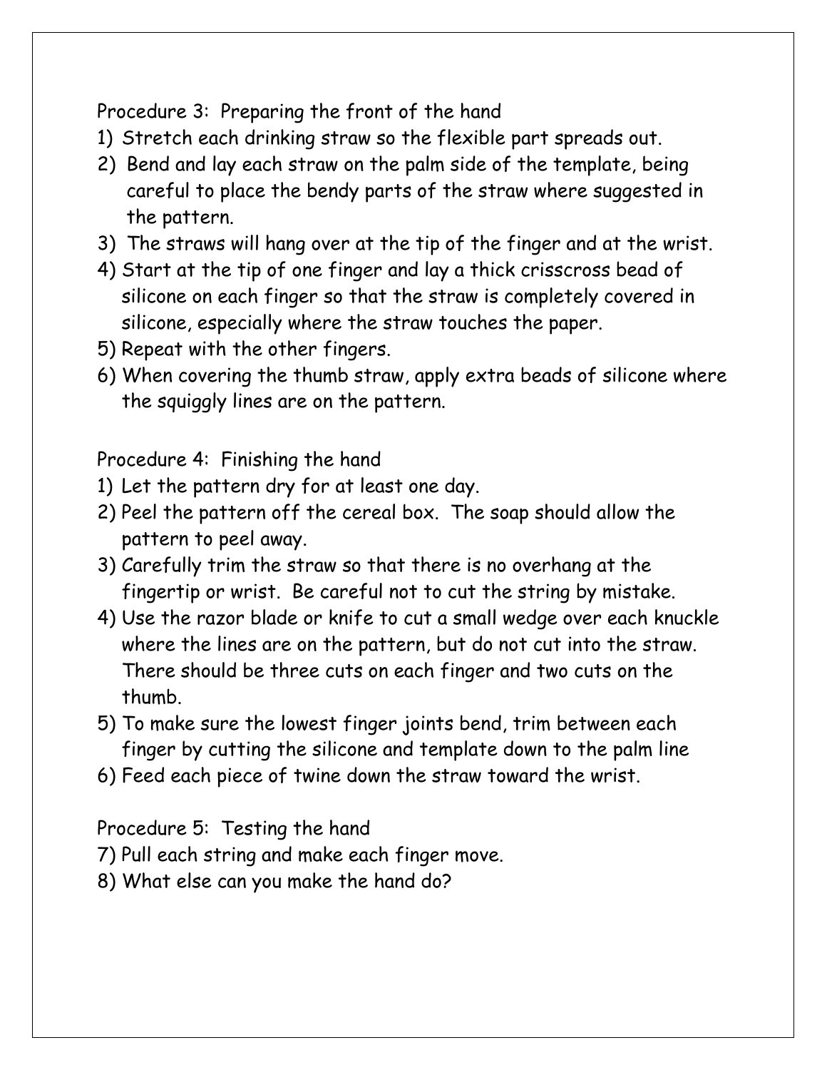Procedure 3: Preparing the front of the hand

1) Stretch each drinking straw so the flexible part spreads out.
2) Bend and lay each straw on the palm side of the template, being careful to place the bendy parts of the straw where suggested in the pattern.
3) The straws will hang over at the tip of the finger and at the wrist.
4) Start at the tip of one finger and lay a thick crisscross bead of silicone on each finger so that the straw is completely covered in silicone, especially where the straw touches the paper.
5) Repeat with the other fingers.
6) When covering the thumb straw, apply extra beads of silicone where the squiggly lines are on the pattern.

Procedure 4: Finishing the hand

1) Let the pattern dry for at least one day.
2) Peel the pattern off the cereal box. The soap should allow the pattern to peel away.
3) Carefully trim the straw so that there is no overhang at the fingertip or wrist. Be careful not to cut the string by mistake.
4) Use the razor blade or knife to cut a small wedge over each knuckle where the lines are on the pattern, but do not cut into the straw. There should be three cuts on each finger and two cuts on the thumb.
5) To make sure the lowest finger joints bend, trim between each finger by cutting the silicone and template down to the palm line
6) Feed each piece of twine down the straw toward the wrist.

Procedure 5: Testing the hand

7) Pull each string and make each finger move.
8) What else can you make the hand do?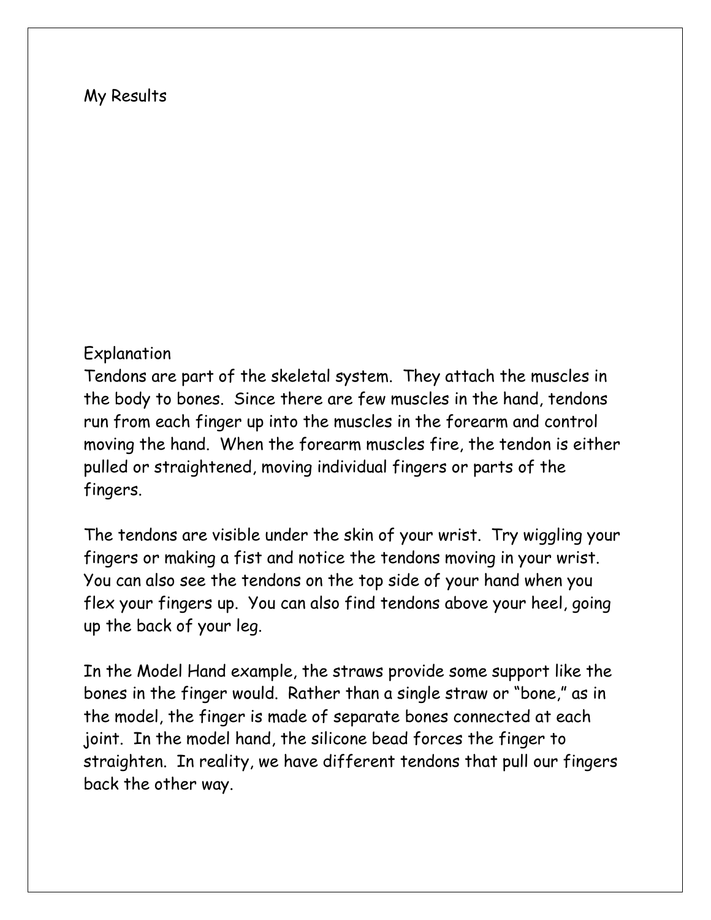## My Results

## Explanation

Tendons are part of the skeletal system. They attach the muscles in the body to bones. Since there are few muscles in the hand, tendons run from each finger up into the muscles in the forearm and control moving the hand. When the forearm muscles fire, the tendon is either pulled or straightened, moving individual fingers or parts of the fingers.

The tendons are visible under the skin of your wrist. Try wiggling your fingers or making a fist and notice the tendons moving in your wrist. You can also see the tendons on the top side of your hand when you flex your fingers up. You can also find tendons above your heel, going up the back of your leg.

In the Model Hand example, the straws provide some support like the bones in the finger would. Rather than a single straw or "bone," as in the model, the finger is made of separate bones connected at each joint. In the model hand, the silicone bead forces the finger to straighten. In reality, we have different tendons that pull our fingers back the other way.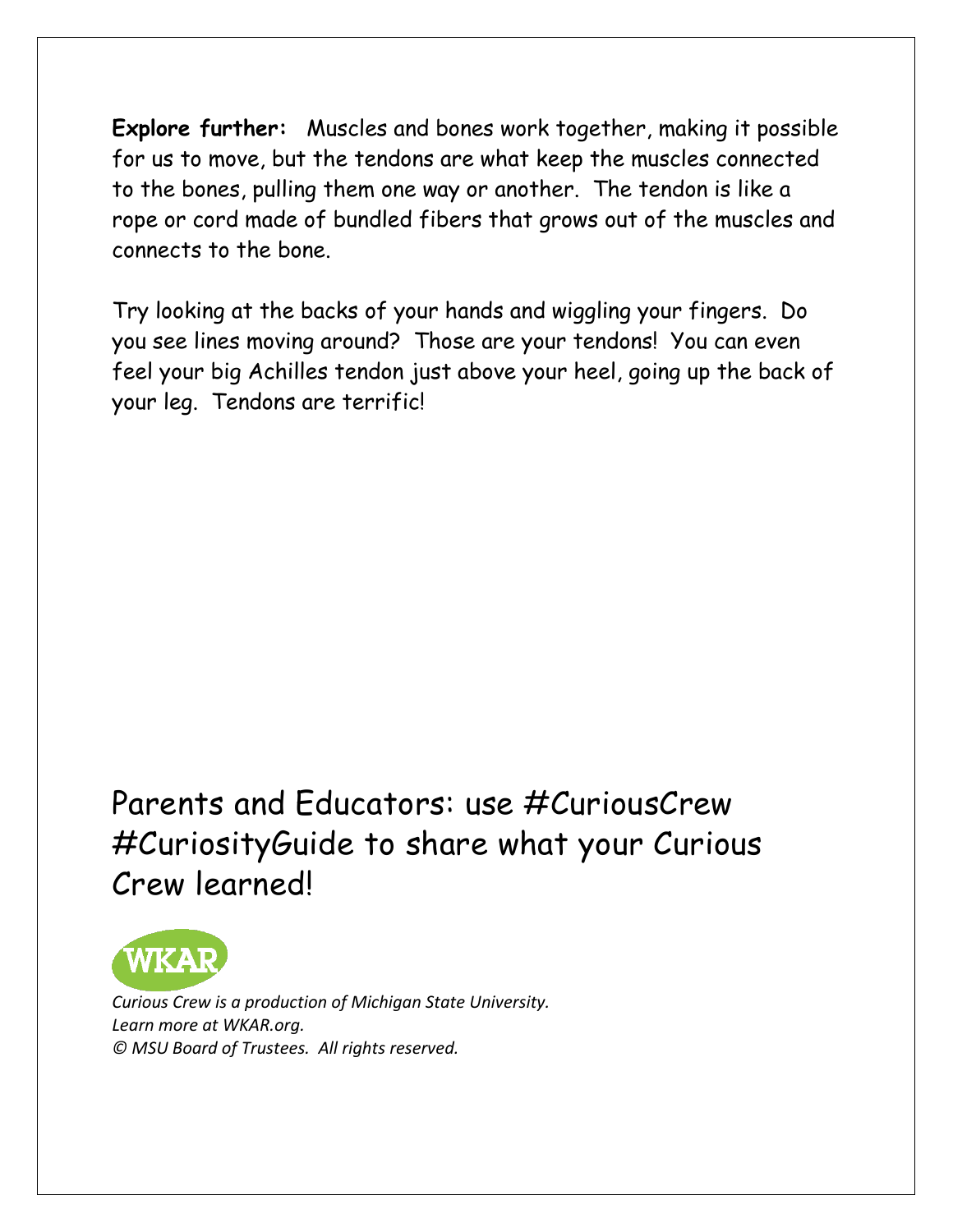**Explore further:** Muscles and bones work together, making it possible for us to move, but the tendons are what keep the muscles connected to the bones, pulling them one way or another. The tendon is like a rope or cord made of bundled fibers that grows out of the muscles and connects to the bone.

Try looking at the backs of your hands and wiggling your fingers. Do you see lines moving around? Those are your tendons! You can even feel your big Achilles tendon just above your heel, going up the back of your leg. Tendons are terrific!

Parents and Educators: use #CuriousCrew #CuriosityGuide to share what your Curious Crew learned!

WKAR

*Curious Crew is a production of Michigan State University.*
*Learn more at WKAR.org.*
*© MSU Board of Trustees. All rights reserved.*